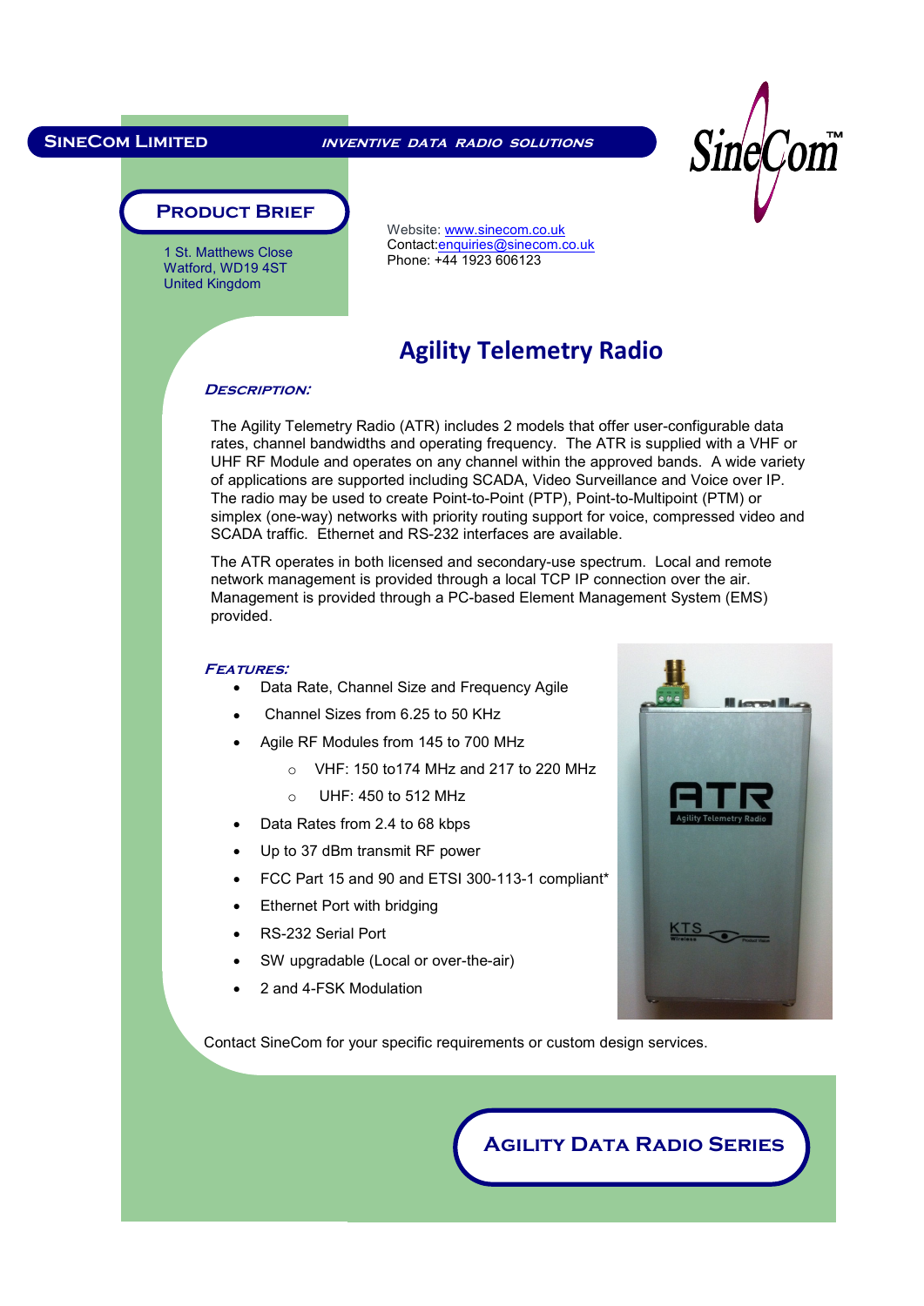**SINECOM LIMITED** — *INVENTIVE DATA RADIO SOLUTIONS*

SineCom™

## PRODUCT BRIEF

1 St. Matthews Close
Watford, WD19 4ST
United Kingdom

Website: www.sinecom.co.uk
Contact:enquiries@sinecom.co.uk
Phone: +44 1923 606123

# Agility Telemetry Radio

### *DESCRIPTION:*

The Agility Telemetry Radio (ATR) includes 2 models that offer user-configurable data rates, channel bandwidths and operating frequency. The ATR is supplied with a VHF or UHF RF Module and operates on any channel within the approved bands. A wide variety of applications are supported including SCADA, Video Surveillance and Voice over IP. The radio may be used to create Point-to-Point (PTP), Point-to-Multipoint (PTM) or simplex (one-way) networks with priority routing support for voice, compressed video and SCADA traffic. Ethernet and RS-232 interfaces are available.

The ATR operates in both licensed and secondary-use spectrum. Local and remote network management is provided through a local TCP IP connection over the air. Management is provided through a PC-based Element Management System (EMS) provided.

### *FEATURES:*

- Data Rate, Channel Size and Frequency Agile
- Channel Sizes from 6.25 to 50 KHz
- Agile RF Modules from 145 to 700 MHz
  - VHF: 150 to174 MHz and 217 to 220 MHz
  - UHF: 450 to 512 MHz
- Data Rates from 2.4 to 68 kbps
- Up to 37 dBm transmit RF power
- FCC Part 15 and 90 and ETSI 300-113-1 compliant*
- Ethernet Port with bridging
- RS-232 Serial Port
- SW upgradable (Local or over-the-air)
- 2 and 4-FSK Modulation

Contact SineCom for your specific requirements or custom design services.

## AGILITY DATA RADIO SERIES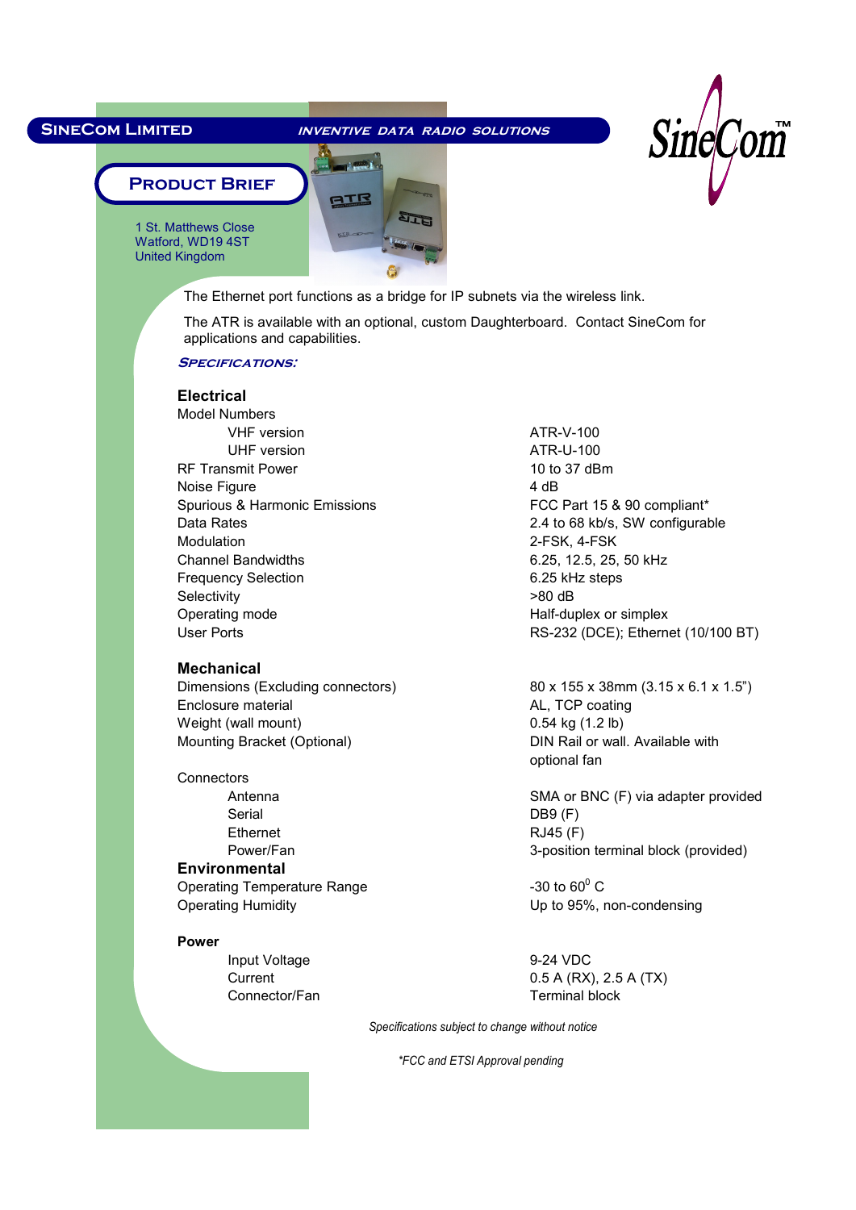SINECOM LIMITED

*INVENTIVE DATA RADIO SOLUTIONS*

SineCom™

## PRODUCT BRIEF

1 St. Matthews Close
Watford, WD19 4ST
United Kingdom

The Ethernet port functions as a bridge for IP subnets via the wireless link.

The ATR is available with an optional, custom Daughterboard. Contact SineCom for applications and capabilities.

### *SPECIFICATIONS:*

| | |
|---|---|
| **Electrical** | |
| Model Numbers | |
| VHF version | ATR-V-100 |
| UHF version | ATR-U-100 |
| RF Transmit Power | 10 to 37 dBm |
| Noise Figure | 4 dB |
| Spurious & Harmonic Emissions | FCC Part 15 & 90 compliant* |
| Data Rates | 2.4 to 68 kb/s, SW configurable |
| Modulation | 2-FSK, 4-FSK |
| Channel Bandwidths | 6.25, 12.5, 25, 50 kHz |
| Frequency Selection | 6.25 kHz steps |
| Selectivity | >80 dB |
| Operating mode | Half-duplex or simplex |
| User Ports | RS-232 (DCE); Ethernet (10/100 BT) |
| **Mechanical** | |
| Dimensions (Excluding connectors) | 80 x 155 x 38mm (3.15 x 6.1 x 1.5”) |
| Enclosure material | AL, TCP coating |
| Weight (wall mount) | 0.54 kg (1.2 lb) |
| Mounting Bracket (Optional) | DIN Rail or wall. Available with optional fan |
| Connectors | |
| Antenna | SMA or BNC (F) via adapter provided |
| Serial | DB9 (F) |
| Ethernet | RJ45 (F) |
| Power/Fan | 3-position terminal block (provided) |
| **Environmental** | |
| Operating Temperature Range | -30 to 60$^0$ C |
| Operating Humidity | Up to 95%, non-condensing |
| **Power** | |
| Input Voltage | 9-24 VDC |
| Current | 0.5 A (RX), 2.5 A (TX) |
| Connector/Fan | Terminal block |

*Specifications subject to change without notice*

*\*FCC and ETSI Approval pending*